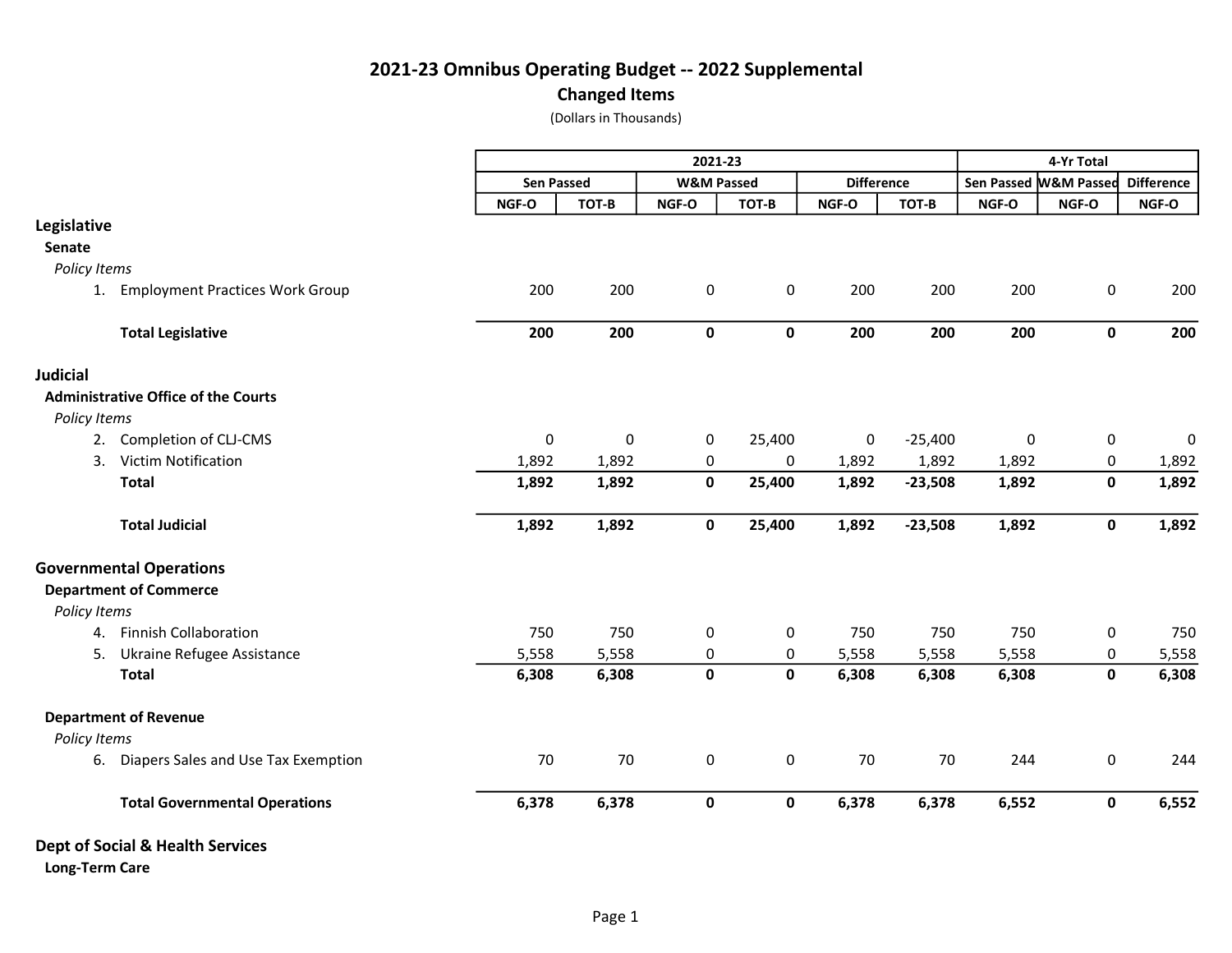# 2021-23 Omnibus Operating Budget -- 2022 Supplemental

## Changed Items

(Dollars in Thousands)

| | 2021-23 | | | | | | 4-Yr Total | | |
|---|---|---|---|---|---|---|---|---|---|
| | Sen Passed | | W&M Passed | | Difference | | Sen Passed | W&M Passed | Difference |
| | NGF-O | TOT-B | NGF-O | TOT-B | NGF-O | TOT-B | NGF-O | NGF-O | NGF-O |
| **Legislative** | | | | | | | | | |
| **Senate** | | | | | | | | | |
| *Policy Items* | | | | | | | | | |
| 1. Employment Practices Work Group | 200 | 200 | 0 | 0 | 200 | 200 | 200 | 0 | 200 |
| **Total Legislative** | **200** | **200** | **0** | **0** | **200** | **200** | **200** | **0** | **200** |
| **Judicial** | | | | | | | | | |
| **Administrative Office of the Courts** | | | | | | | | | |
| *Policy Items* | | | | | | | | | |
| 2. Completion of CLJ-CMS | 0 | 0 | 0 | 25,400 | 0 | -25,400 | 0 | 0 | 0 |
| 3. Victim Notification | 1,892 | 1,892 | 0 | 0 | 1,892 | 1,892 | 1,892 | 0 | 1,892 |
| **Total** | **1,892** | **1,892** | **0** | **25,400** | **1,892** | **-23,508** | **1,892** | **0** | **1,892** |
| **Total Judicial** | **1,892** | **1,892** | **0** | **25,400** | **1,892** | **-23,508** | **1,892** | **0** | **1,892** |
| **Governmental Operations** | | | | | | | | | |
| **Department of Commerce** | | | | | | | | | |
| *Policy Items* | | | | | | | | | |
| 4. Finnish Collaboration | 750 | 750 | 0 | 0 | 750 | 750 | 750 | 0 | 750 |
| 5. Ukraine Refugee Assistance | 5,558 | 5,558 | 0 | 0 | 5,558 | 5,558 | 5,558 | 0 | 5,558 |
| **Total** | **6,308** | **6,308** | **0** | **0** | **6,308** | **6,308** | **6,308** | **0** | **6,308** |
| **Department of Revenue** | | | | | | | | | |
| *Policy Items* | | | | | | | | | |
| 6. Diapers Sales and Use Tax Exemption | 70 | 70 | 0 | 0 | 70 | 70 | 244 | 0 | 244 |
| **Total Governmental Operations** | **6,378** | **6,378** | **0** | **0** | **6,378** | **6,378** | **6,552** | **0** | **6,552** |
| **Dept of Social & Health Services** | | | | | | | | | |
| **Long-Term Care** | | | | | | | | | |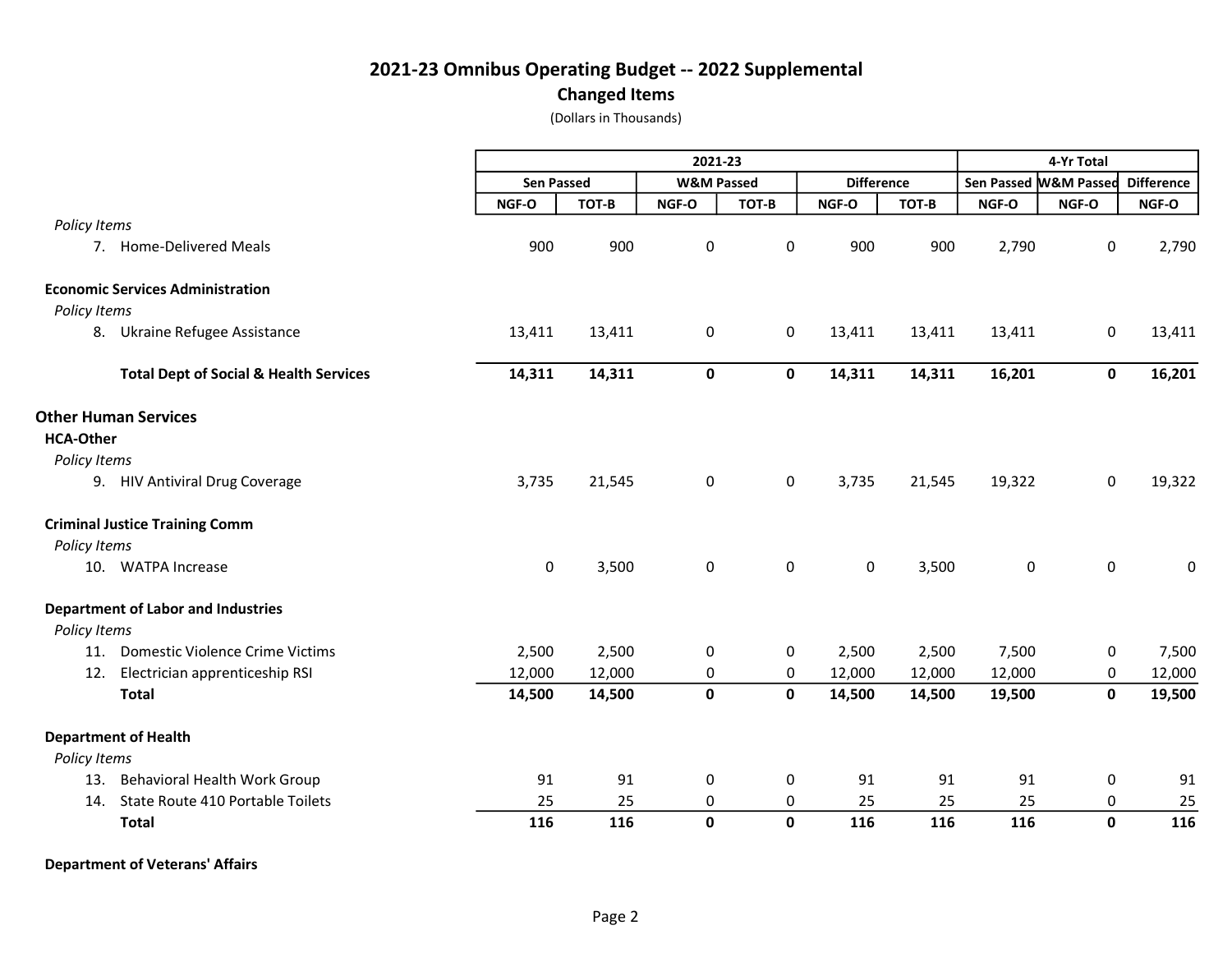# 2021-23 Omnibus Operating Budget -- 2022 Supplemental

## Changed Items

(Dollars in Thousands)

| | 2021-23 | | | | | | 4-Yr Total | | |
|---|---|---|---|---|---|---|---|---|---|
| | Sen Passed | | W&M Passed | | Difference | | Sen Passed | W&M Passed | Difference |
| | NGF-O | TOT-B | NGF-O | TOT-B | NGF-O | TOT-B | NGF-O | NGF-O | NGF-O |
| *Policy Items* | | | | | | | | | |
| 7. Home-Delivered Meals | 900 | 900 | 0 | 0 | 900 | 900 | 2,790 | 0 | 2,790 |
| **Economic Services Administration** | | | | | | | | | |
| *Policy Items* | | | | | | | | | |
| 8. Ukraine Refugee Assistance | 13,411 | 13,411 | 0 | 0 | 13,411 | 13,411 | 13,411 | 0 | 13,411 |
| **Total Dept of Social & Health Services** | **14,311** | **14,311** | **0** | **0** | **14,311** | **14,311** | **16,201** | **0** | **16,201** |
| **Other Human Services** | | | | | | | | | |
| **HCA-Other** | | | | | | | | | |
| *Policy Items* | | | | | | | | | |
| 9. HIV Antiviral Drug Coverage | 3,735 | 21,545 | 0 | 0 | 3,735 | 21,545 | 19,322 | 0 | 19,322 |
| **Criminal Justice Training Comm** | | | | | | | | | |
| *Policy Items* | | | | | | | | | |
| 10. WATPA Increase | 0 | 3,500 | 0 | 0 | 0 | 3,500 | 0 | 0 | 0 |
| **Department of Labor and Industries** | | | | | | | | | |
| *Policy Items* | | | | | | | | | |
| 11. Domestic Violence Crime Victims | 2,500 | 2,500 | 0 | 0 | 2,500 | 2,500 | 7,500 | 0 | 7,500 |
| 12. Electrician apprenticeship RSI | 12,000 | 12,000 | 0 | 0 | 12,000 | 12,000 | 12,000 | 0 | 12,000 |
| **Total** | **14,500** | **14,500** | **0** | **0** | **14,500** | **14,500** | **19,500** | **0** | **19,500** |
| **Department of Health** | | | | | | | | | |
| *Policy Items* | | | | | | | | | |
| 13. Behavioral Health Work Group | 91 | 91 | 0 | 0 | 91 | 91 | 91 | 0 | 91 |
| 14. State Route 410 Portable Toilets | 25 | 25 | 0 | 0 | 25 | 25 | 25 | 0 | 25 |
| **Total** | **116** | **116** | **0** | **0** | **116** | **116** | **116** | **0** | **116** |
| **Department of Veterans' Affairs** | | | | | | | | | |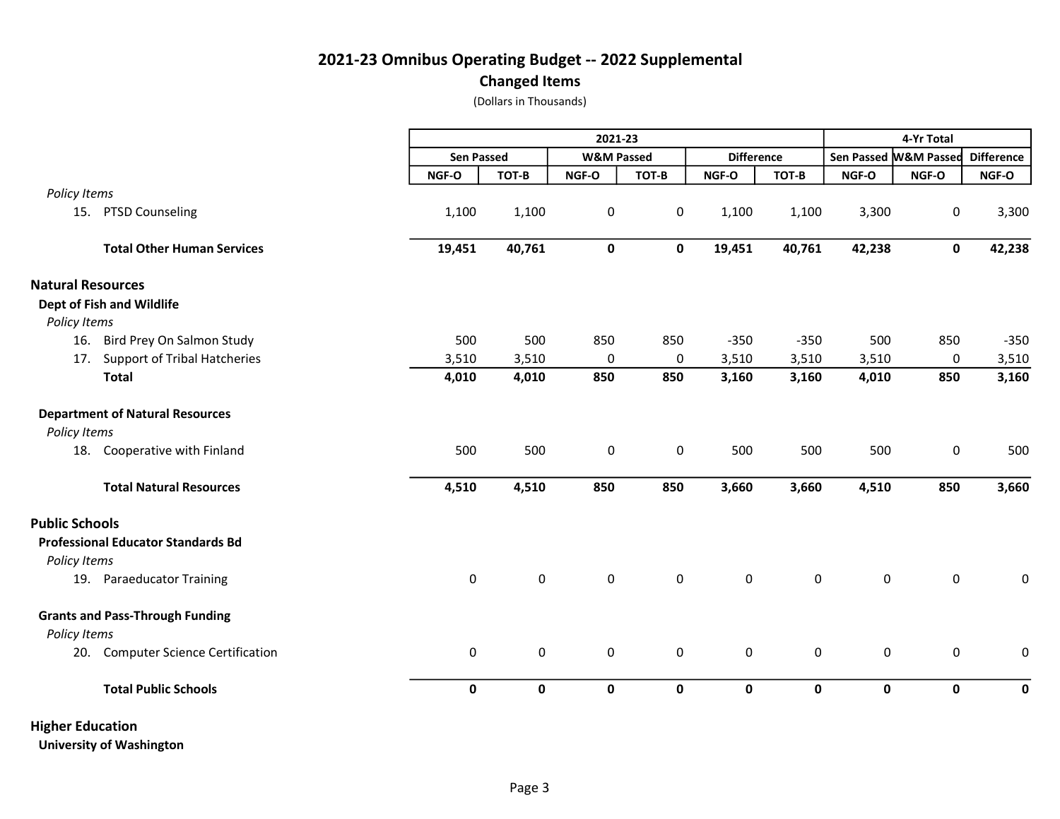# 2021-23 Omnibus Operating Budget -- 2022 Supplemental

## Changed Items

(Dollars in Thousands)

| | 2021-23 | | | | | | 4-Yr Total | | |
|---|---|---|---|---|---|---|---|---|---|
| | Sen Passed | | W&M Passed | | Difference | | Sen Passed | W&M Passed | Difference |
| | NGF-O | TOT-B | NGF-O | TOT-B | NGF-O | TOT-B | NGF-O | NGF-O | NGF-O |
| *Policy Items* | | | | | | | | | |
| 15. PTSD Counseling | 1,100 | 1,100 | 0 | 0 | 1,100 | 1,100 | 3,300 | 0 | 3,300 |
| **Total Other Human Services** | **19,451** | **40,761** | **0** | **0** | **19,451** | **40,761** | **42,238** | **0** | **42,238** |
| **Natural Resources** | | | | | | | | | |
| **Dept of Fish and Wildlife** | | | | | | | | | |
| *Policy Items* | | | | | | | | | |
| 16. Bird Prey On Salmon Study | 500 | 500 | 850 | 850 | -350 | -350 | 500 | 850 | -350 |
| 17. Support of Tribal Hatcheries | 3,510 | 3,510 | 0 | 0 | 3,510 | 3,510 | 3,510 | 0 | 3,510 |
| **Total** | **4,010** | **4,010** | **850** | **850** | **3,160** | **3,160** | **4,010** | **850** | **3,160** |
| **Department of Natural Resources** | | | | | | | | | |
| *Policy Items* | | | | | | | | | |
| 18. Cooperative with Finland | 500 | 500 | 0 | 0 | 500 | 500 | 500 | 0 | 500 |
| **Total Natural Resources** | **4,510** | **4,510** | **850** | **850** | **3,660** | **3,660** | **4,510** | **850** | **3,660** |
| **Public Schools** | | | | | | | | | |
| **Professional Educator Standards Bd** | | | | | | | | | |
| *Policy Items* | | | | | | | | | |
| 19. Paraeducator Training | 0 | 0 | 0 | 0 | 0 | 0 | 0 | 0 | 0 |
| **Grants and Pass-Through Funding** | | | | | | | | | |
| *Policy Items* | | | | | | | | | |
| 20. Computer Science Certification | 0 | 0 | 0 | 0 | 0 | 0 | 0 | 0 | 0 |
| **Total Public Schools** | **0** | **0** | **0** | **0** | **0** | **0** | **0** | **0** | **0** |
| **Higher Education** | | | | | | | | | |
| **University of Washington** | | | | | | | | | |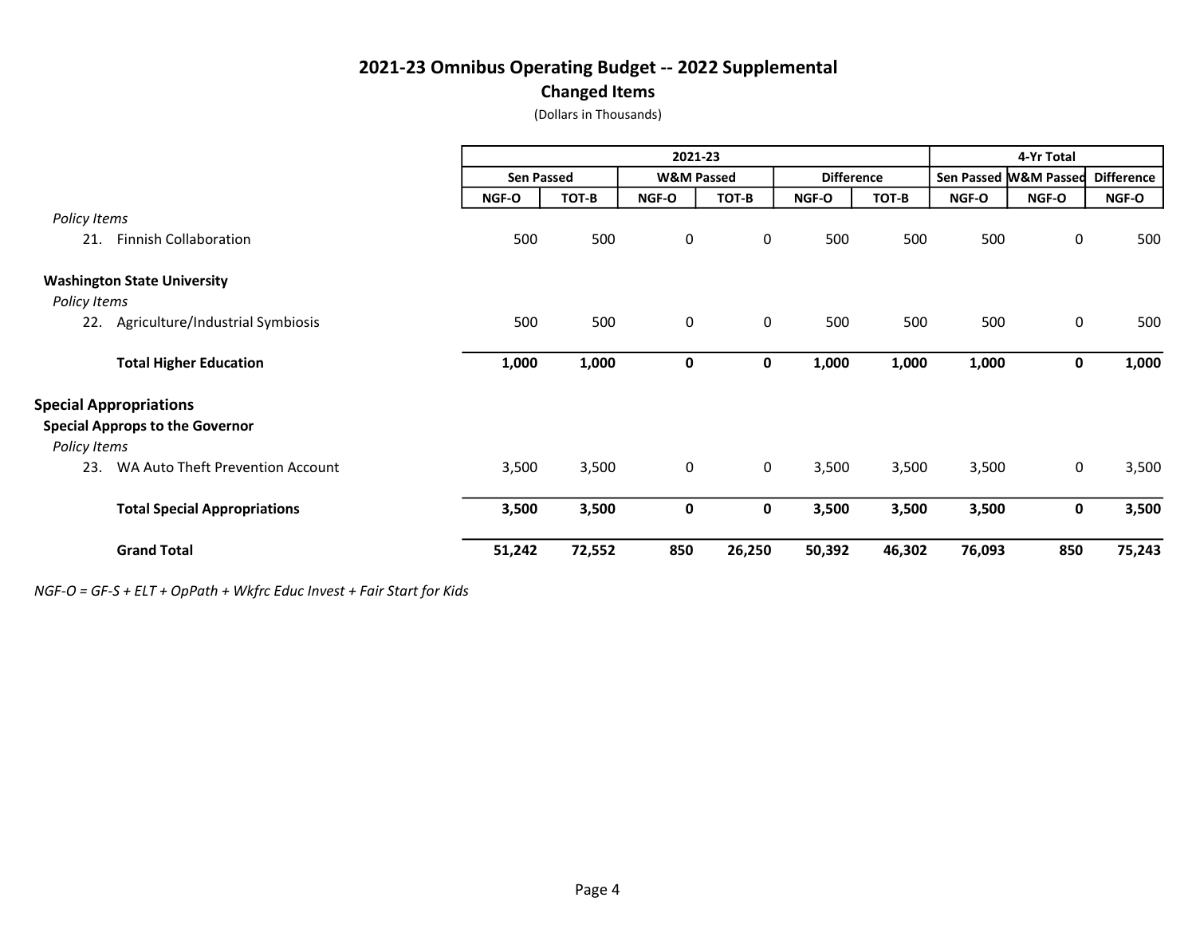# 2021-23 Omnibus Operating Budget -- 2022 Supplemental

## Changed Items

(Dollars in Thousands)

| | 2021-23 | | | | | | 4-Yr Total | | |
|---|---|---|---|---|---|---|---|---|---|
| | Sen Passed | | W&M Passed | | Difference | | Sen Passed | W&M Passed | Difference |
| | NGF-O | TOT-B | NGF-O | TOT-B | NGF-O | TOT-B | NGF-O | NGF-O | NGF-O |
| *Policy Items* | | | | | | | | | |
| 21. Finnish Collaboration | 500 | 500 | 0 | 0 | 500 | 500 | 500 | 0 | 500 |
| **Washington State University** | | | | | | | | | |
| *Policy Items* | | | | | | | | | |
| 22. Agriculture/Industrial Symbiosis | 500 | 500 | 0 | 0 | 500 | 500 | 500 | 0 | 500 |
| **Total Higher Education** | **1,000** | **1,000** | **0** | **0** | **1,000** | **1,000** | **1,000** | **0** | **1,000** |
| **Special Appropriations** | | | | | | | | | |
| **Special Approps to the Governor** | | | | | | | | | |
| *Policy Items* | | | | | | | | | |
| 23. WA Auto Theft Prevention Account | 3,500 | 3,500 | 0 | 0 | 3,500 | 3,500 | 3,500 | 0 | 3,500 |
| **Total Special Appropriations** | **3,500** | **3,500** | **0** | **0** | **3,500** | **3,500** | **3,500** | **0** | **3,500** |
| **Grand Total** | **51,242** | **72,552** | **850** | **26,250** | **50,392** | **46,302** | **76,093** | **850** | **75,243** |

*NGF-O = GF-S + ELT + OpPath + Wkfrc Educ Invest + Fair Start for Kids*